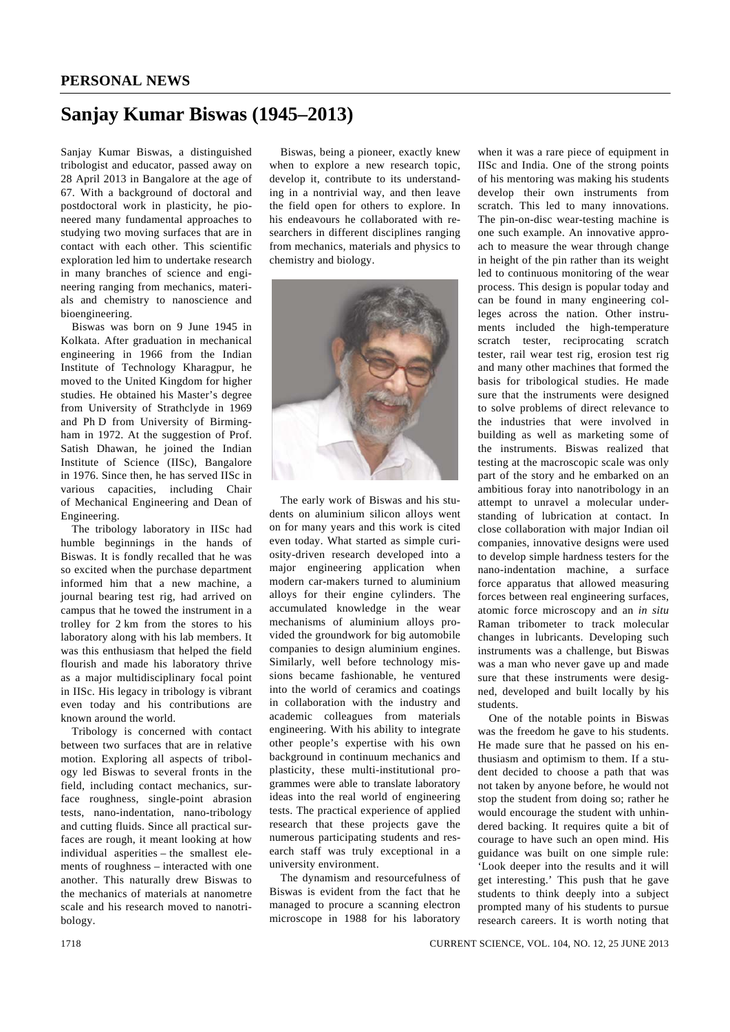## PERSONAL NEWS

# Sanjay Kumar Biswas (1945–2013)

Sanjay Kumar Biswas, a distinguished tribologist and educator, passed away on 28 April 2013 in Bangalore at the age of 67. With a background of doctoral and postdoctoral work in plasticity, he pioneered many fundamental approaches to studying two moving surfaces that are in contact with each other. This scientific exploration led him to undertake research in many branches of science and engineering ranging from mechanics, materials and chemistry to nanoscience and bioengineering.

Biswas was born on 9 June 1945 in Kolkata. After graduation in mechanical engineering in 1966 from the Indian Institute of Technology Kharagpur, he moved to the United Kingdom for higher studies. He obtained his Master's degree from University of Strathclyde in 1969 and Ph D from University of Birmingham in 1972. At the suggestion of Prof. Satish Dhawan, he joined the Indian Institute of Science (IISc), Bangalore in 1976. Since then, he has served IISc in various capacities, including Chair of Mechanical Engineering and Dean of Engineering.

The tribology laboratory in IISc had humble beginnings in the hands of Biswas. It is fondly recalled that he was so excited when the purchase department informed him that a new machine, a journal bearing test rig, had arrived on campus that he towed the instrument in a trolley for 2 km from the stores to his laboratory along with his lab members. It was this enthusiasm that helped the field flourish and made his laboratory thrive as a major multidisciplinary focal point in IISc. His legacy in tribology is vibrant even today and his contributions are known around the world.

Tribology is concerned with contact between two surfaces that are in relative motion. Exploring all aspects of tribology led Biswas to several fronts in the field, including contact mechanics, surface roughness, single-point abrasion tests, nano-indentation, nano-tribology and cutting fluids. Since all practical surfaces are rough, it meant looking at how individual asperities – the smallest elements of roughness – interacted with one another. This naturally drew Biswas to the mechanics of materials at nanometre scale and his research moved to nanotribology.

Biswas, being a pioneer, exactly knew when to explore a new research topic, develop it, contribute to its understanding in a nontrivial way, and then leave the field open for others to explore. In his endeavours he collaborated with researchers in different disciplines ranging from mechanics, materials and physics to chemistry and biology.

The early work of Biswas and his students on aluminium silicon alloys went on for many years and this work is cited even today. What started as simple curiosity-driven research developed into a major engineering application when modern car-makers turned to aluminium alloys for their engine cylinders. The accumulated knowledge in the wear mechanisms of aluminium alloys provided the groundwork for big automobile companies to design aluminium engines. Similarly, well before technology missions became fashionable, he ventured into the world of ceramics and coatings in collaboration with the industry and academic colleagues from materials engineering. With his ability to integrate other people's expertise with his own background in continuum mechanics and plasticity, these multi-institutional programmes were able to translate laboratory ideas into the real world of engineering tests. The practical experience of applied research that these projects gave the numerous participating students and research staff was truly exceptional in a university environment.

The dynamism and resourcefulness of Biswas is evident from the fact that he managed to procure a scanning electron microscope in 1988 for his laboratory when it was a rare piece of equipment in IISc and India. One of the strong points of his mentoring was making his students develop their own instruments from scratch. This led to many innovations. The pin-on-disc wear-testing machine is one such example. An innovative approach to measure the wear through change in height of the pin rather than its weight led to continuous monitoring of the wear process. This design is popular today and can be found in many engineering colleges across the nation. Other instruments included the high-temperature scratch tester, reciprocating scratch tester, rail wear test rig, erosion test rig and many other machines that formed the basis for tribological studies. He made sure that the instruments were designed to solve problems of direct relevance to the industries that were involved in building as well as marketing some of the instruments. Biswas realized that testing at the macroscopic scale was only part of the story and he embarked on an ambitious foray into nanotribology in an attempt to unravel a molecular understanding of lubrication at contact. In close collaboration with major Indian oil companies, innovative designs were used to develop simple hardness testers for the nano-indentation machine, a surface force apparatus that allowed measuring forces between real engineering surfaces, atomic force microscopy and an *in situ* Raman tribometer to track molecular changes in lubricants. Developing such instruments was a challenge, but Biswas was a man who never gave up and made sure that these instruments were designed, developed and built locally by his students.

One of the notable points in Biswas was the freedom he gave to his students. He made sure that he passed on his enthusiasm and optimism to them. If a student decided to choose a path that was not taken by anyone before, he would not stop the student from doing so; rather he would encourage the student with unhindered backing. It requires quite a bit of courage to have such an open mind. His guidance was built on one simple rule: 'Look deeper into the results and it will get interesting.' This push that he gave students to think deeply into a subject prompted many of his students to pursue research careers. It is worth noting that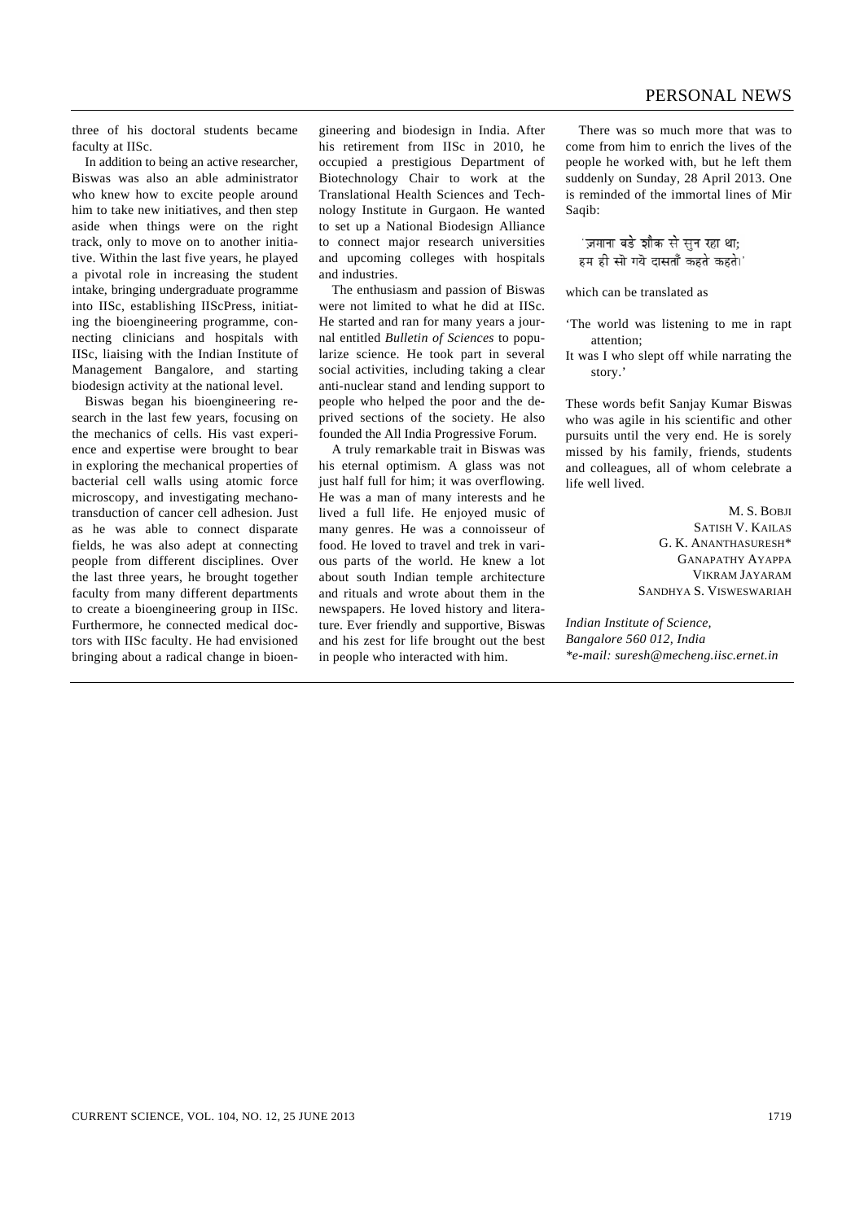three of his doctoral students became faculty at IISc.

In addition to being an active researcher, Biswas was also an able administrator who knew how to excite people around him to take new initiatives, and then step aside when things were on the right track, only to move on to another initiative. Within the last five years, he played a pivotal role in increasing the student intake, bringing undergraduate programme into IISc, establishing IIScPress, initiating the bioengineering programme, connecting clinicians and hospitals with IISc, liaising with the Indian Institute of Management Bangalore, and starting biodesign activity at the national level.

Biswas began his bioengineering research in the last few years, focusing on the mechanics of cells. His vast experience and expertise were brought to bear in exploring the mechanical properties of bacterial cell walls using atomic force microscopy, and investigating mechanotransduction of cancer cell adhesion. Just as he was able to connect disparate fields, he was also adept at connecting people from different disciplines. Over the last three years, he brought together faculty from many different departments to create a bioengineering group in IISc. Furthermore, he connected medical doctors with IISc faculty. He had envisioned bringing about a radical change in bioengineering and biodesign in India. After his retirement from IISc in 2010, he occupied a prestigious Department of Biotechnology Chair to work at the Translational Health Sciences and Technology Institute in Gurgaon. He wanted to set up a National Biodesign Alliance to connect major research universities and upcoming colleges with hospitals and industries.

The enthusiasm and passion of Biswas were not limited to what he did at IISc. He started and ran for many years a journal entitled *Bulletin of Sciences* to popularize science. He took part in several social activities, including taking a clear anti-nuclear stand and lending support to people who helped the poor and the deprived sections of the society. He also founded the All India Progressive Forum.

A truly remarkable trait in Biswas was his eternal optimism. A glass was not just half full for him; it was overflowing. He was a man of many interests and he lived a full life. He enjoyed music of many genres. He was a connoisseur of food. He loved to travel and trek in various parts of the world. He knew a lot about south Indian temple architecture and rituals and wrote about them in the newspapers. He loved history and literature. Ever friendly and supportive, Biswas and his zest for life brought out the best in people who interacted with him.

There was so much more that was to come from him to enrich the lives of the people he worked with, but he left them suddenly on Sunday, 28 April 2013. One is reminded of the immortal lines of Mir Saqib:

'ज़माना बडे शौक से सुन रहा था;
हम ही सो गये दास्ताँ कहते कहते।'

which can be translated as

'The world was listening to me in rapt attention;
It was I who slept off while narrating the story.'

These words befit Sanjay Kumar Biswas who was agile in his scientific and other pursuits until the very end. He is sorely missed by his family, friends, students and colleagues, all of whom celebrate a life well lived.

M. S. BOBJI
SATISH V. KAILAS
G. K. ANANTHASURESH*
GANAPATHY AYAPPA
VIKRAM JAYARAM
SANDHYA S. VISWESWARIAH

*Indian Institute of Science,*
*Bangalore 560 012, India*
*\*e-mail: suresh@mecheng.iisc.ernet.in*